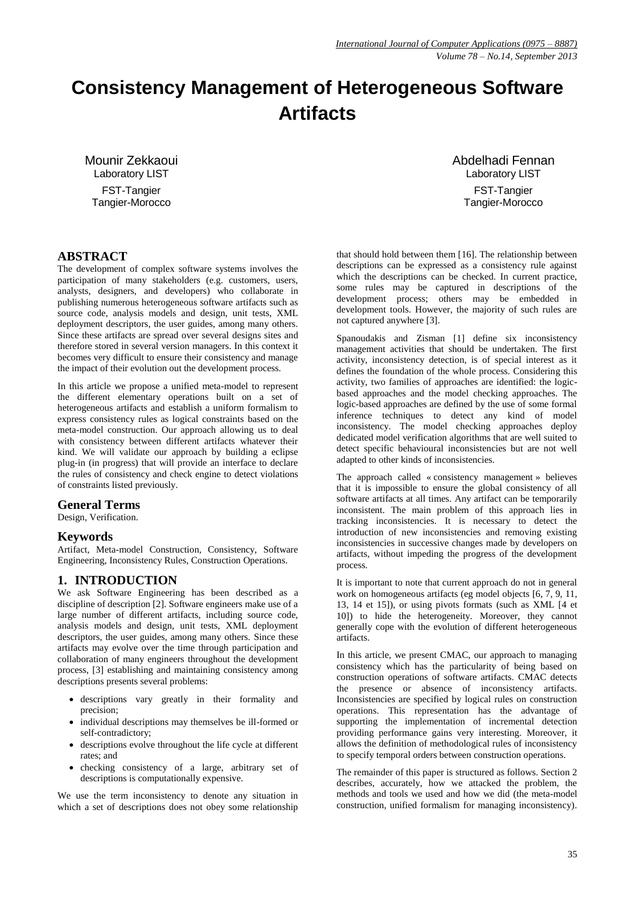# Consistency Management of Heterogeneous Software Artifacts

Mounir Zekkaoui
Laboratory LIST
FST-Tangier
Tangier-Morocco

Abdelhadi Fennan
Laboratory LIST
FST-Tangier
Tangier-Morocco

## ABSTRACT

The development of complex software systems involves the participation of many stakeholders (e.g. customers, users, analysts, designers, and developers) who collaborate in publishing numerous heterogeneous software artifacts such as source code, analysis models and design, unit tests, XML deployment descriptors, the user guides, among many others. Since these artifacts are spread over several designs sites and therefore stored in several version managers. In this context it becomes very difficult to ensure their consistency and manage the impact of their evolution out the development process.

In this article we propose a unified meta-model to represent the different elementary operations built on a set of heterogeneous artifacts and establish a uniform formalism to express consistency rules as logical constraints based on the meta-model construction. Our approach allowing us to deal with consistency between different artifacts whatever their kind. We will validate our approach by building a eclipse plug-in (in progress) that will provide an interface to declare the rules of consistency and check engine to detect violations of constraints listed previously.

### General Terms

Design, Verification.

### Keywords

Artifact, Meta-model Construction, Consistency, Software Engineering, Inconsistency Rules, Construction Operations.

## 1. INTRODUCTION

We ask Software Engineering has been described as a discipline of description [2]. Software engineers make use of a large number of different artifacts, including source code, analysis models and design, unit tests, XML deployment descriptors, the user guides, among many others. Since these artifacts may evolve over the time through participation and collaboration of many engineers throughout the development process, [3] establishing and maintaining consistency among descriptions presents several problems:

- descriptions vary greatly in their formality and precision;
- individual descriptions may themselves be ill-formed or self-contradictory;
- descriptions evolve throughout the life cycle at different rates; and
- checking consistency of a large, arbitrary set of descriptions is computationally expensive.

We use the term inconsistency to denote any situation in which a set of descriptions does not obey some relationship that should hold between them [16]. The relationship between descriptions can be expressed as a consistency rule against which the descriptions can be checked. In current practice, some rules may be captured in descriptions of the development process; others may be embedded in development tools. However, the majority of such rules are not captured anywhere [3].

Spanoudakis and Zisman [1] define six inconsistency management activities that should be undertaken. The first activity, inconsistency detection, is of special interest as it defines the foundation of the whole process. Considering this activity, two families of approaches are identified: the logic-based approaches and the model checking approaches. The logic-based approaches are defined by the use of some formal inference techniques to detect any kind of model inconsistency. The model checking approaches deploy dedicated model verification algorithms that are well suited to detect specific behavioural inconsistencies but are not well adapted to other kinds of inconsistencies.

The approach called « consistency management » believes that it is impossible to ensure the global consistency of all software artifacts at all times. Any artifact can be temporarily inconsistent. The main problem of this approach lies in tracking inconsistencies. It is necessary to detect the introduction of new inconsistencies and removing existing inconsistencies in successive changes made by developers on artifacts, without impeding the progress of the development process.

It is important to note that current approach do not in general work on homogeneous artifacts (eg model objects [6, 7, 9, 11, 13, 14 et 15]), or using pivots formats (such as XML [4 et 10]) to hide the heterogeneity. Moreover, they cannot generally cope with the evolution of different heterogeneous artifacts.

In this article, we present CMAC, our approach to managing consistency which has the particularity of being based on construction operations of software artifacts. CMAC detects the presence or absence of inconsistency artifacts. Inconsistencies are specified by logical rules on construction operations. This representation has the advantage of supporting the implementation of incremental detection providing performance gains very interesting. Moreover, it allows the definition of methodological rules of inconsistency to specify temporal orders between construction operations.

The remainder of this paper is structured as follows. Section 2 describes, accurately, how we attacked the problem, the methods and tools we used and how we did (the meta-model construction, unified formalism for managing inconsistency).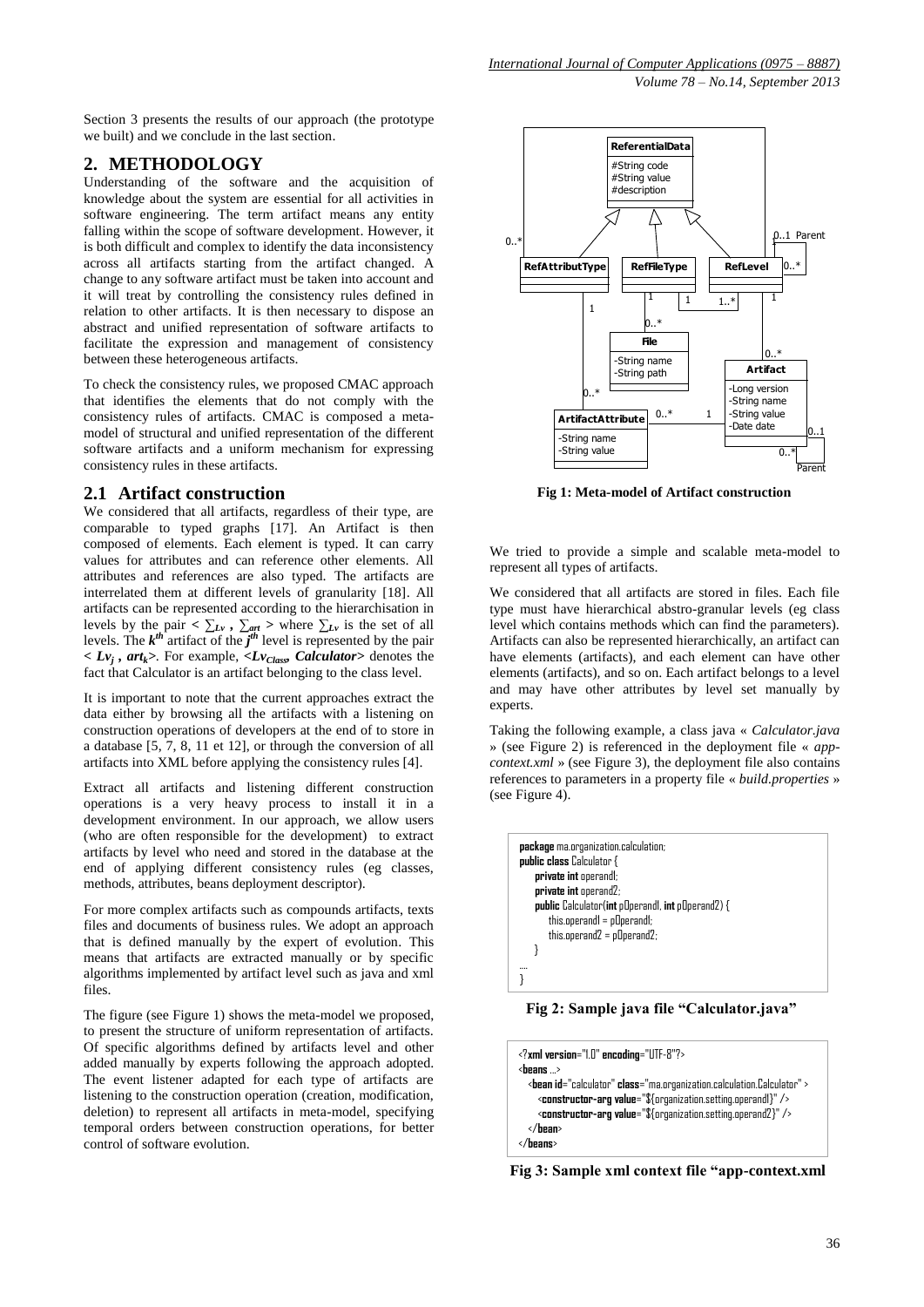Section 3 presents the results of our approach (the prototype we built) and we conclude in the last section.

## 2. METHODOLOGY

Understanding of the software and the acquisition of knowledge about the system are essential for all activities in software engineering. The term artifact means any entity falling within the scope of software development. However, it is both difficult and complex to identify the data inconsistency across all artifacts starting from the artifact changed. A change to any software artifact must be taken into account and it will treat by controlling the consistency rules defined in relation to other artifacts. It is then necessary to dispose an abstract and unified representation of software artifacts to facilitate the expression and management of consistency between these heterogeneous artifacts.

To check the consistency rules, we proposed CMAC approach that identifies the elements that do not comply with the consistency rules of artifacts. CMAC is composed a meta-model of structural and unified representation of the different software artifacts and a uniform mechanism for expressing consistency rules in these artifacts.

### 2.1 Artifact construction

We considered that all artifacts, regardless of their type, are comparable to typed graphs [17]. An Artifact is then composed of elements. Each element is typed. It can carry values for attributes and can reference other elements. All attributes and references are also typed. The artifacts are interrelated them at different levels of granularity [18]. All artifacts can be represented according to the hierarchisation in levels by the pair $< \sum_{Lv} , \sum_{art} >$ where $\sum_{Lv}$ is the set of all levels. The $k^{th}$ artifact of the $j^{th}$ level is represented by the pair $< Lv_j , art_k >$. For example, $<Lv_{Class}, Calculator>$ denotes the fact that Calculator is an artifact belonging to the class level.

It is important to note that the current approaches extract the data either by browsing all the artifacts with a listening on construction operations of developers at the end of to store in a database [5, 7, 8, 11 et 12], or through the conversion of all artifacts into XML before applying the consistency rules [4].

Extract all artifacts and listening different construction operations is a very heavy process to install it in a development environment. In our approach, we allow users (who are often responsible for the development) to extract artifacts by level who need and stored in the database at the end of applying different consistency rules (eg classes, methods, attributes, beans deployment descriptor).

For more complex artifacts such as compounds artifacts, texts files and documents of business rules. We adopt an approach that is defined manually by the expert of evolution. This means that artifacts are extracted manually or by specific algorithms implemented by artifact level such as java and xml files.

The figure (see Figure 1) shows the meta-model we proposed, to present the structure of uniform representation of artifacts. Of specific algorithms defined by artifacts level and other added manually by experts following the approach adopted. The event listener adapted for each type of artifacts are listening to the construction operation (creation, modification, deletion) to represent all artifacts in meta-model, specifying temporal orders between construction operations, for better control of software evolution.

**Fig 1: Meta-model of Artifact construction**

We tried to provide a simple and scalable meta-model to represent all types of artifacts.

We considered that all artifacts are stored in files. Each file type must have hierarchical abstro-granular levels (eg class level which contains methods which can find the parameters). Artifacts can also be represented hierarchically, an artifact can have elements (artifacts), and each element can have other elements (artifacts), and so on. Each artifact belongs to a level and may have other attributes by level set manually by experts.

Taking the following example, a class java « *Calculator.java* » (see Figure 2) is referenced in the deployment file « *app-context.xml* » (see Figure 3), the deployment file also contains references to parameters in a property file « *build.properties* » (see Figure 4).

```java
package ma.organization.calculation;
public class Calculator {
    private int operand1;
    private int operand2;
    public Calculator(int pOperand1, int pOperand2) {
        this.operand1 = pOperand1;
        this.operand2 = pOperand2;
    }
....
}
```

**Fig 2: Sample java file "Calculator.java"**

```xml
<?xml version="1.0" encoding="UTF-8"?>
<beans ...>
  <bean id="calculator" class="ma.organization.calculation.Calculator" >
    <constructor-arg value="${organization.setting.operand1}" />
    <constructor-arg value="${organization.setting.operand2}" />
  </bean>
</beans>
```

**Fig 3: Sample xml context file "app-context.xml**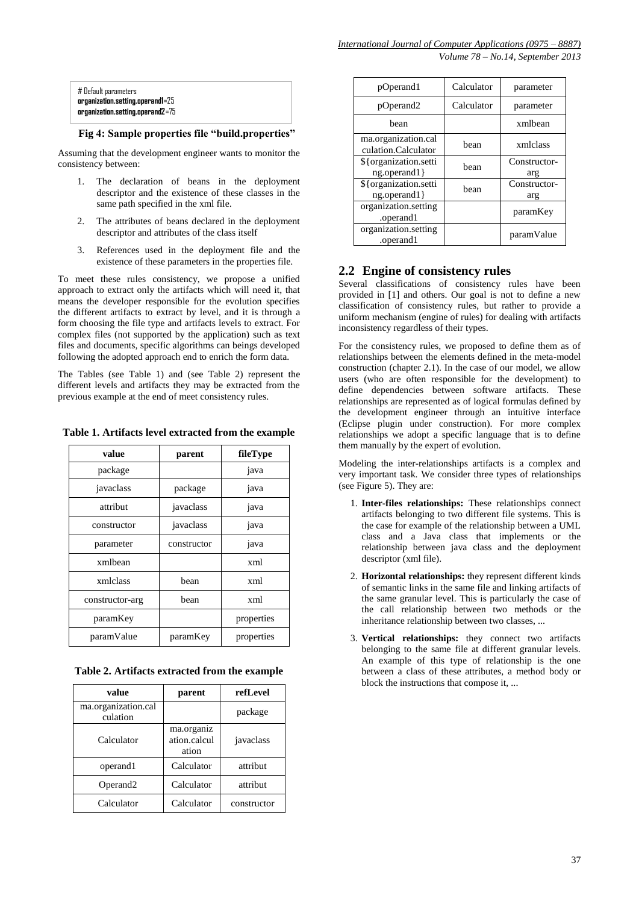```
# Default parameters
organization.setting.operand1=25
organization.setting.operand2=75
```

**Fig 4: Sample properties file "build.properties"**

Assuming that the development engineer wants to monitor the consistency between:

1. The declaration of beans in the deployment descriptor and the existence of these classes in the same path specified in the xml file.
2. The attributes of beans declared in the deployment descriptor and attributes of the class itself
3. References used in the deployment file and the existence of these parameters in the properties file.

To meet these rules consistency, we propose a unified approach to extract only the artifacts which will need it, that means the developer responsible for the evolution specifies the different artifacts to extract by level, and it is through a form choosing the file type and artifacts levels to extract. For complex files (not supported by the application) such as text files and documents, specific algorithms can beings developed following the adopted approach end to enrich the form data.

The Tables (see Table 1) and (see Table 2) represent the different levels and artifacts they may be extracted from the previous example at the end of meet consistency rules.

**Table 1. Artifacts level extracted from the example**

| value | parent | fileType |
|---|---|---|
| package | | java |
| javaclass | package | java |
| attribut | javaclass | java |
| constructor | javaclass | java |
| parameter | constructor | java |
| xmlbean | | xml |
| xmlclass | bean | xml |
| constructor-arg | bean | xml |
| paramKey | | properties |
| paramValue | paramKey | properties |

**Table 2. Artifacts extracted from the example**

| value | parent | refLevel |
|---|---|---|
| ma.organization.calculation | | package |
| Calculator | ma.organization.calculation | javaclass |
| operand1 | Calculator | attribut |
| Operand2 | Calculator | attribut |
| Calculator | Calculator | constructor |
| pOperand1 | Calculator | parameter |
| pOperand2 | Calculator | parameter |
| bean | | xmlbean |
| ma.organization.calculation.Calculator | bean | xmlclass |
| ${organization.setting.operand1} | bean | Constructor-arg |
| ${organization.setting.operand1} | bean | Constructor-arg |
| organization.setting.operand1 | | paramKey |
| organization.setting.operand1 | | paramValue |

## 2.2 Engine of consistency rules

Several classifications of consistency rules have been provided in [1] and others. Our goal is not to define a new classification of consistency rules, but rather to provide a uniform mechanism (engine of rules) for dealing with artifacts inconsistency regardless of their types.

For the consistency rules, we proposed to define them as of relationships between the elements defined in the meta-model construction (chapter 2.1). In the case of our model, we allow users (who are often responsible for the development) to define dependencies between software artifacts. These relationships are represented as of logical formulas defined by the development engineer through an intuitive interface (Eclipse plugin under construction). For more complex relationships we adopt a specific language that is to define them manually by the expert of evolution.

Modeling the inter-relationships artifacts is a complex and very important task. We consider three types of relationships (see Figure 5). They are:

1. **Inter-files relationships:** These relationships connect artifacts belonging to two different file systems. This is the case for example of the relationship between a UML class and a Java class that implements or the relationship between java class and the deployment descriptor (xml file).
2. **Horizontal relationships:** they represent different kinds of semantic links in the same file and linking artifacts of the same granular level. This is particularly the case of the call relationship between two methods or the inheritance relationship between two classes, ...
3. **Vertical relationships:** they connect two artifacts belonging to the same file at different granular levels. An example of this type of relationship is the one between a class of these attributes, a method body or block the instructions that compose it, ...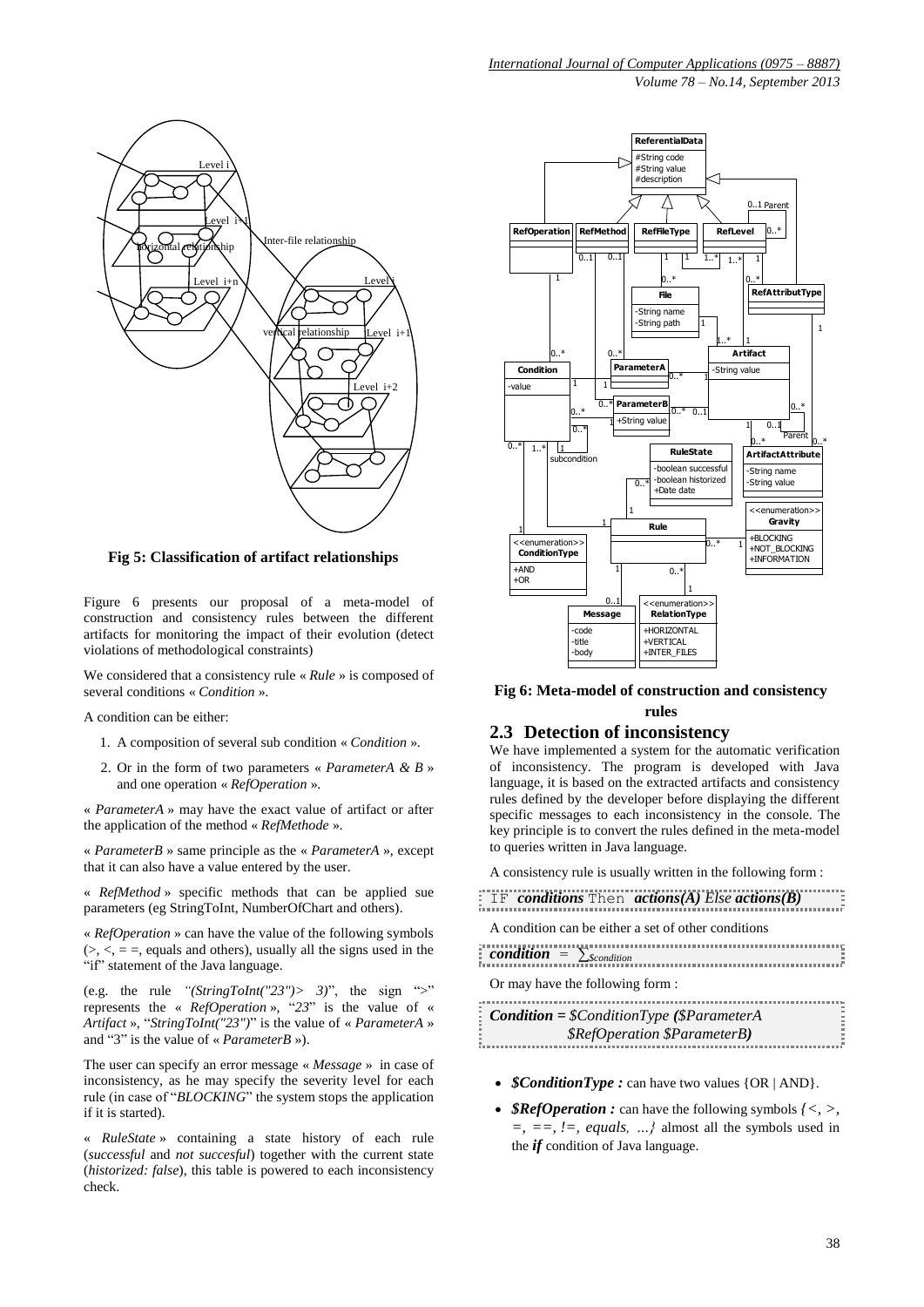Fig 5: Classification of artifact relationships

Figure 6 presents our proposal of a meta-model of construction and consistency rules between the different artifacts for monitoring the impact of their evolution (detect violations of methodological constraints)

We considered that a consistency rule « *Rule* » is composed of several conditions « *Condition* ».

A condition can be either:

1. A composition of several sub condition « *Condition* ».
2. Or in the form of two parameters « *ParameterA & B* » and one operation « *RefOperation* ».

« *ParameterA* » may have the exact value of artifact or after the application of the method « *RefMethode* ».

« *ParameterB* » same principle as the « *ParameterA* », except that it can also have a value entered by the user.

« *RefMethod* » specific methods that can be applied sue parameters (eg StringToInt, NumberOfChart and others).

« *RefOperation* » can have the value of the following symbols (>, <, = =, equals and others), usually all the signs used in the "if" statement of the Java language.

(e.g. the rule *"(StringToInt("23")> 3)"*, the sign ">" represents the « *RefOperation* », "*23*" is the value of « *Artifact* », "*StringToInt("23")*" is the value of « *ParameterA* » and "3" is the value of « *ParameterB* »).

The user can specify an error message « *Message* » in case of inconsistency, as he may specify the severity level for each rule (in case of "*BLOCKING*" the system stops the application if it is started).

« *RuleState* » containing a state history of each rule (*successful* and *not succesful*) together with the current state (*historized: false*), this table is powered to each inconsistency check.

Fig 6: Meta-model of construction and consistency rules

## 2.3 Detection of inconsistency

We have implemented a system for the automatic verification of inconsistency. The program is developed with Java language, it is based on the extracted artifacts and consistency rules defined by the developer before displaying the different specific messages to each inconsistency in the console. The key principle is to convert the rules defined in the meta-model to queries written in Java language.

A consistency rule is usually written in the following form :

```
IF conditions Then actions(A) Else actions(B)
```

A condition can be either a set of other conditions

$$condition = \sum_{\$condition}$$

Or may have the following form :

```
Condition = $ConditionType ($ParameterA
            $RefOperation $ParameterB)
```

- ***$ConditionType :*** can have two values {OR | AND}.
- ***$RefOperation :*** can have the following symbols *{<, >, =, ==, !=, equals, …}* almost all the symbols used in the ***if*** condition of Java language.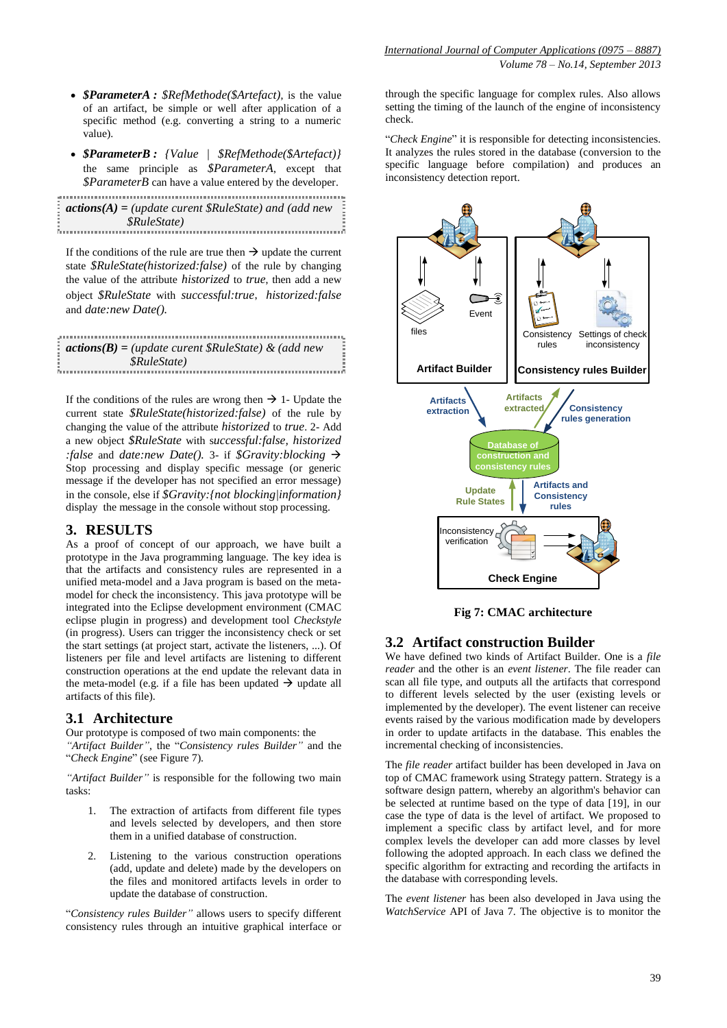- ***$ParameterA :*** *$RefMethode($Artefact),* is the value of an artifact, be simple or well after application of a specific method (e.g. converting a string to a numeric value).
- ***$ParameterB :*** *{Value | $RefMethode($Artefact)}* the same principle as *$ParameterA*, except that *$ParameterB* can have a value entered by the developer.

***actions(A)** = (update curent $RuleState) and (add new $RuleState)*

If the conditions of the rule are true then → update the current state *$RuleState(historized:false)* of the rule by changing the value of the attribute *historized* to *true*, then add a new object *$RuleState* with *successful:true*, *historized:false* and *date:new Date().*

***actions(B)** = (update current $RuleState) & (add new $RuleState)*

If the conditions of the rules are wrong then → 1- Update the current state *$RuleState(historized:false)* of the rule by changing the value of the attribute *historized* to *true*. 2- Add a new object *$RuleState* with *successful:false*, *historized :false* and *date:new Date().* 3- if *$Gravity:blocking* → Stop processing and display specific message (or generic message if the developer has not specified an error message) in the console, else if *$Gravity:{not blocking|information}* display the message in the console without stop processing.

## 3. RESULTS

As a proof of concept of our approach, we have built a prototype in the Java programming language. The key idea is that the artifacts and consistency rules are represented in a unified meta-model and a Java program is based on the meta-model for check the inconsistency. This java prototype will be integrated into the Eclipse development environment (CMAC eclipse plugin in progress) and development tool *Checkstyle* (in progress). Users can trigger the inconsistency check or set the start settings (at project start, activate the listeners, ...). Of listeners per file and level artifacts are listening to different construction operations at the end update the relevant data in the meta-model (e.g. if a file has been updated → update all artifacts of this file).

### 3.1 Architecture

Our prototype is composed of two main components: the *"Artifact Builder"*, the "*Consistency rules Builder"* and the "*Check Engine*" (see Figure 7).

*"Artifact Builder"* is responsible for the following two main tasks:

1. The extraction of artifacts from different file types and levels selected by developers, and then store them in a unified database of construction.
2. Listening to the various construction operations (add, update and delete) made by the developers on the files and monitored artifacts levels in order to update the database of construction.

"*Consistency rules Builder"* allows users to specify different consistency rules through an intuitive graphical interface or through the specific language for complex rules. Also allows setting the timing of the launch of the engine of inconsistency check.

"*Check Engine*" it is responsible for detecting inconsistencies. It analyzes the rules stored in the database (conversion to the specific language before compilation) and produces an inconsistency detection report.

**Fig 7: CMAC architecture**

### 3.2 Artifact construction Builder

We have defined two kinds of Artifact Builder. One is a *file reader* and the other is an *event listener*. The file reader can scan all file type, and outputs all the artifacts that correspond to different levels selected by the user (existing levels or implemented by the developer). The event listener can receive events raised by the various modification made by developers in order to update artifacts in the database. This enables the incremental checking of inconsistencies.

The *file reader* artifact builder has been developed in Java on top of CMAC framework using Strategy pattern. Strategy is a software design pattern, whereby an algorithm's behavior can be selected at runtime based on the type of data [19], in our case the type of data is the level of artifact. We proposed to implement a specific class by artifact level, and for more complex levels the developer can add more classes by level following the adopted approach. In each class we defined the specific algorithm for extracting and recording the artifacts in the database with corresponding levels.

The *event listener* has been also developed in Java using the *WatchService* API of Java 7. The objective is to monitor the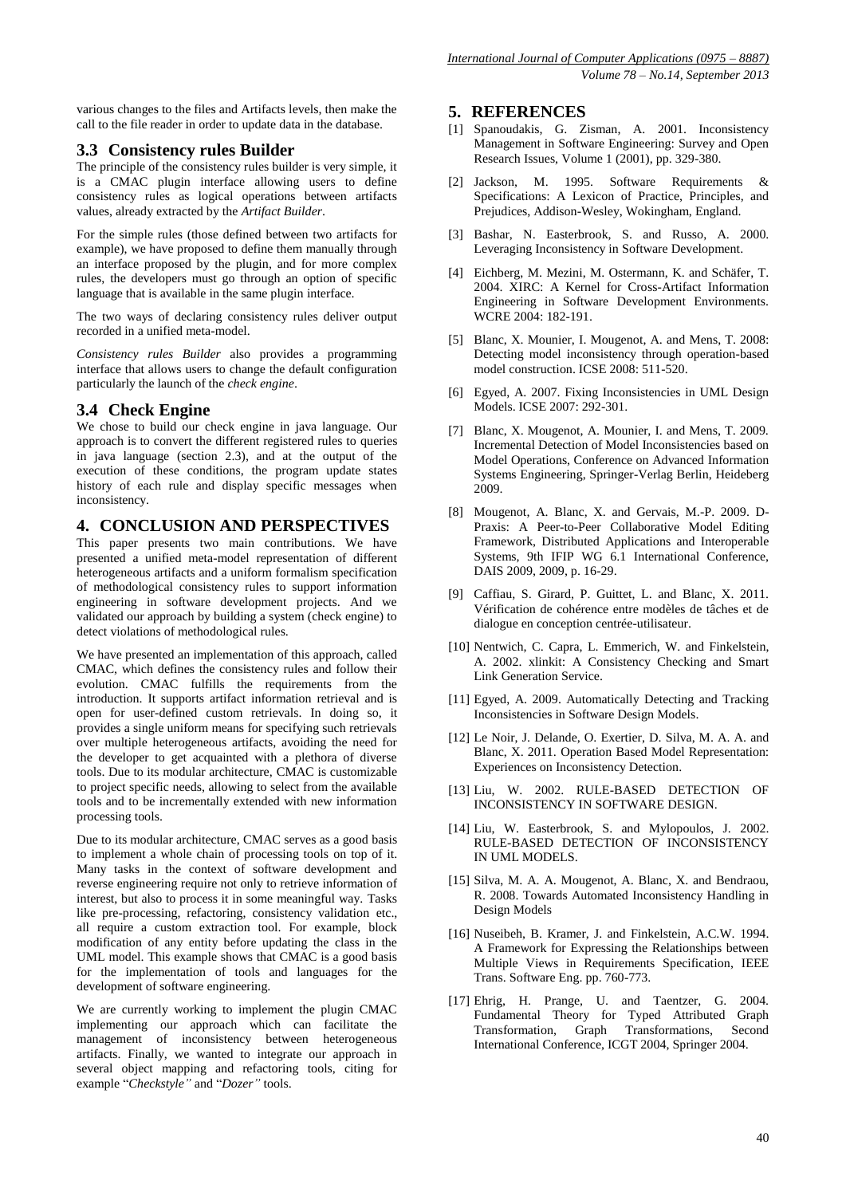various changes to the files and Artifacts levels, then make the call to the file reader in order to update data in the database.

### 3.3 Consistency rules Builder

The principle of the consistency rules builder is very simple, it is a CMAC plugin interface allowing users to define consistency rules as logical operations between artifacts values, already extracted by the *Artifact Builder*.

For the simple rules (those defined between two artifacts for example), we have proposed to define them manually through an interface proposed by the plugin, and for more complex rules, the developers must go through an option of specific language that is available in the same plugin interface.

The two ways of declaring consistency rules deliver output recorded in a unified meta-model.

*Consistency rules Builder* also provides a programming interface that allows users to change the default configuration particularly the launch of the *check engine*.

### 3.4 Check Engine

We chose to build our check engine in java language. Our approach is to convert the different registered rules to queries in java language (section 2.3), and at the output of the execution of these conditions, the program update states history of each rule and display specific messages when inconsistency.

## 4. CONCLUSION AND PERSPECTIVES

This paper presents two main contributions. We have presented a unified meta-model representation of different heterogeneous artifacts and a uniform formalism specification of methodological consistency rules to support information engineering in software development projects. And we validated our approach by building a system (check engine) to detect violations of methodological rules.

We have presented an implementation of this approach, called CMAC, which defines the consistency rules and follow their evolution. CMAC fulfills the requirements from the introduction. It supports artifact information retrieval and is open for user-defined custom retrievals. In doing so, it provides a single uniform means for specifying such retrievals over multiple heterogeneous artifacts, avoiding the need for the developer to get acquainted with a plethora of diverse tools. Due to its modular architecture, CMAC is customizable to project specific needs, allowing to select from the available tools and to be incrementally extended with new information processing tools.

Due to its modular architecture, CMAC serves as a good basis to implement a whole chain of processing tools on top of it. Many tasks in the context of software development and reverse engineering require not only to retrieve information of interest, but also to process it in some meaningful way. Tasks like pre-processing, refactoring, consistency validation etc., all require a custom extraction tool. For example, block modification of any entity before updating the class in the UML model. This example shows that CMAC is a good basis for the implementation of tools and languages for the development of software engineering.

We are currently working to implement the plugin CMAC implementing our approach which can facilitate the management of inconsistency between heterogeneous artifacts. Finally, we wanted to integrate our approach in several object mapping and refactoring tools, citing for example "*Checkstyle"* and "*Dozer"* tools.

## 5. REFERENCES

[1] Spanoudakis, G. Zisman, A. 2001. Inconsistency Management in Software Engineering: Survey and Open Research Issues, Volume 1 (2001), pp. 329-380.

[2] Jackson, M. 1995. Software Requirements & Specifications: A Lexicon of Practice, Principles, and Prejudices, Addison-Wesley, Wokingham, England.

[3] Bashar, N. Easterbrook, S. and Russo, A. 2000. Leveraging Inconsistency in Software Development.

[4] Eichberg, M. Mezini, M. Ostermann, K. and Schäfer, T. 2004. XIRC: A Kernel for Cross-Artifact Information Engineering in Software Development Environments. WCRE 2004: 182-191.

[5] Blanc, X. Mounier, I. Mougenot, A. and Mens, T. 2008: Detecting model inconsistency through operation-based model construction. ICSE 2008: 511-520.

[6] Egyed, A. 2007. Fixing Inconsistencies in UML Design Models. ICSE 2007: 292-301.

[7] Blanc, X. Mougenot, A. Mounier, I. and Mens, T. 2009. Incremental Detection of Model Inconsistencies based on Model Operations, Conference on Advanced Information Systems Engineering, Springer-Verlag Berlin, Heideberg 2009.

[8] Mougenot, A. Blanc, X. and Gervais, M.-P. 2009. D-Praxis: A Peer-to-Peer Collaborative Model Editing Framework, Distributed Applications and Interoperable Systems, 9th IFIP WG 6.1 International Conference, DAIS 2009, 2009, p. 16-29.

[9] Caffiau, S. Girard, P. Guittet, L. and Blanc, X. 2011. Vérification de cohérence entre modèles de tâches et de dialogue en conception centrée-utilisateur.

[10] Nentwich, C. Capra, L. Emmerich, W. and Finkelstein, A. 2002. xlinkit: A Consistency Checking and Smart Link Generation Service.

[11] Egyed, A. 2009. Automatically Detecting and Tracking Inconsistencies in Software Design Models.

[12] Le Noir, J. Delande, O. Exertier, D. Silva, M. A. A. and Blanc, X. 2011. Operation Based Model Representation: Experiences on Inconsistency Detection.

[13] Liu, W. 2002. RULE-BASED DETECTION OF INCONSISTENCY IN SOFTWARE DESIGN.

[14] Liu, W. Easterbrook, S. and Mylopoulos, J. 2002. RULE-BASED DETECTION OF INCONSISTENCY IN UML MODELS.

[15] Silva, M. A. A. Mougenot, A. Blanc, X. and Bendraou, R. 2008. Towards Automated Inconsistency Handling in Design Models

[16] Nuseibeh, B. Kramer, J. and Finkelstein, A.C.W. 1994. A Framework for Expressing the Relationships between Multiple Views in Requirements Specification, IEEE Trans. Software Eng. pp. 760-773.

[17] Ehrig, H. Prange, U. and Taentzer, G. 2004. Fundamental Theory for Typed Attributed Graph Transformation, Graph Transformations, Second International Conference, ICGT 2004, Springer 2004.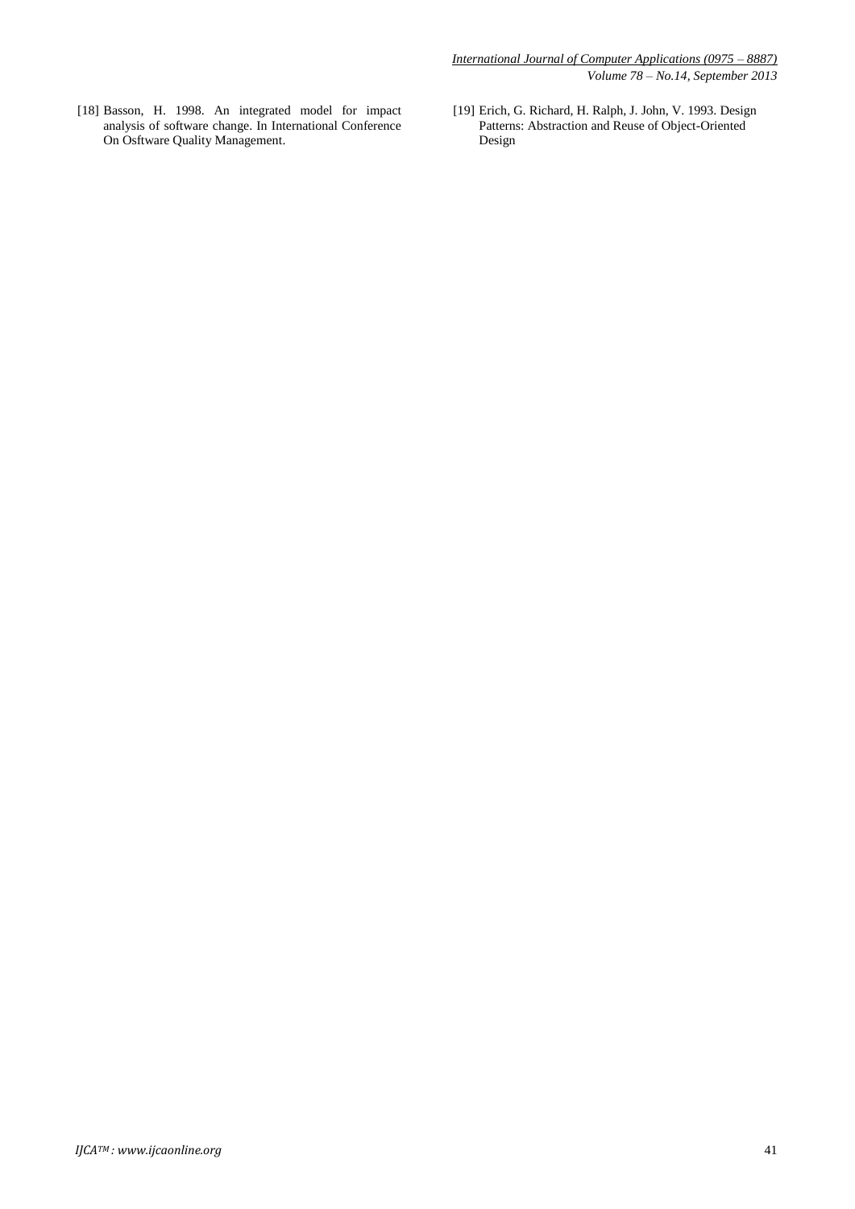[18] Basson, H. 1998. An integrated model for impact analysis of software change. In International Conference On Osftware Quality Management.

[19] Erich, G. Richard, H. Ralph, J. John, V. 1993. Design Patterns: Abstraction and Reuse of Object-Oriented Design